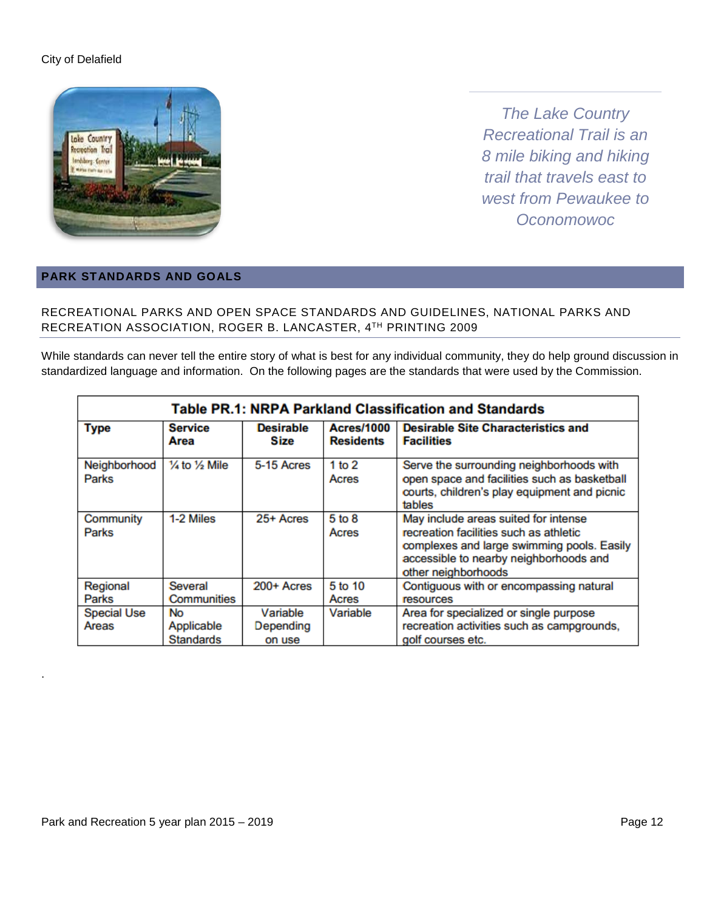*The Lake Country Recreational Trail is an 8 mile biking and hiking trail that travels east to west from Pewaukee to Oconomowoc*

## PARK STANDARDS AND GOALS

### RECREATIONAL PARKS AND OPEN SPACE STANDARDS AND GUIDELINES, NATIONAL PARKS AND RECREATION ASSOCIATION, ROGER B. LANCASTER, 4TH PRINTING 2009

While standards can never tell the entire story of what is best for any individual community, they do help ground discussion in standardized language and information. On the following pages are the standards that were used by the Commission.

**Table PR.1: NRPA Parkland Classification and Standards**

| Type | Service Area | Desirable Size | Acres/1000 Residents | Desirable Site Characteristics and Facilities |
|---|---|---|---|---|
| Neighborhood Parks | ¼ to ½ Mile | 5-15 Acres | 1 to 2 Acres | Serve the surrounding neighborhoods with open space and facilities such as basketball courts, children's play equipment and picnic tables |
| Community Parks | 1-2 Miles | 25+ Acres | 5 to 8 Acres | May include areas suited for intense recreation facilities such as athletic complexes and large swimming pools. Easily accessible to nearby neighborhoods and other neighborhoods |
| Regional Parks | Several Communities | 200+ Acres | 5 to 10 Acres | Contiguous with or encompassing natural resources |
| Special Use Areas | No Applicable Standards | Variable Depending on use | Variable | Area for specialized or single purpose recreation activities such as campgrounds, golf courses etc. |

.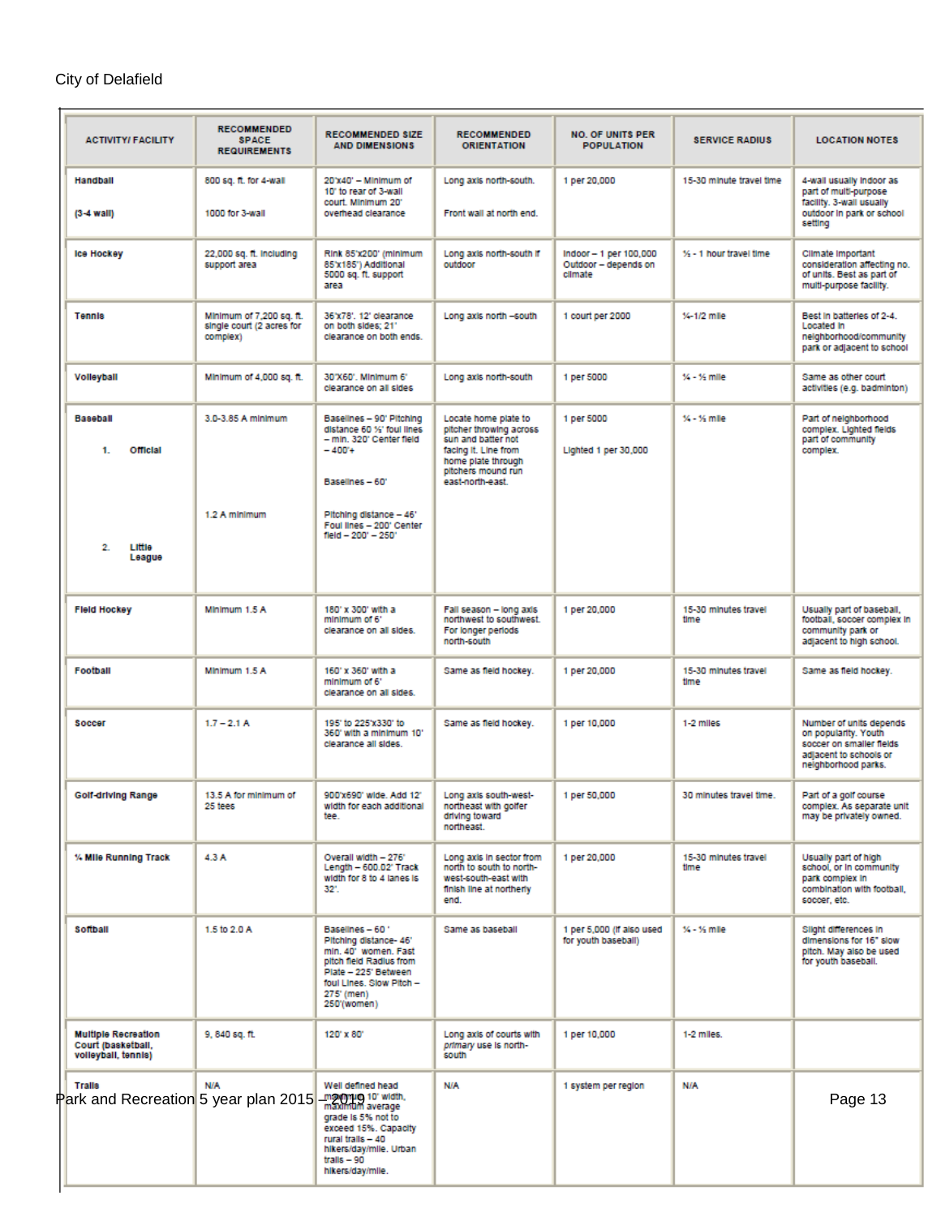| ACTIVITY/ FACILITY | RECOMMENDED SPACE REQUIREMENTS | RECOMMENDED SIZE AND DIMENSIONS | RECOMMENDED ORIENTATION | NO. OF UNITS PER POPULATION | SERVICE RADIUS | LOCATION NOTES |
|---|---|---|---|---|---|---|
| Handball (3-4 wall) | 800 sq. ft. for 4-wall 1000 for 3-wall | 20'x40' – Minimum of 10' to rear of 3-wall court. Minimum 20' overhead clearance | Long axis north-south. Front wall at north end. | 1 per 20,000 | 15-30 minute travel time | 4-wall usually indoor as part of multi-purpose facility. 3-wall usually outdoor in park or school setting |
| Ice Hockey | 22,000 sq. ft. including support area | Rink 85'x200' (minimum 85'x185') Additional 5000 sq. ft. support area | Long axis north-south if outdoor | Indoor – 1 per 100,000 Outdoor – depends on climate | ½ - 1 hour travel time | Climate important consideration affecting no. of units. Best as part of multi-purpose facility. |
| Tennis | Minimum of 7,200 sq. ft. single court (2 acres for complex) | 36'x78'. 12' clearance on both sides; 21' clearance on both ends. | Long axis north –south | 1 court per 2000 | ¼-1/2 mile | Best in batteries of 2-4. Located in neighborhood/community park or adjacent to school |
| Volleyball | Minimum of 4,000 sq. ft. | 30'X60'. Minimum 6' clearance on all sides | Long axis north-south | 1 per 5000 | ¼ - ½ mile | Same as other court activities (e.g. badminton) |
| Baseball 1. Official 2. Little League | 3.0-3.85 A minimum 1.2 A minimum | Baselines – 90' Pitching distance 60 ½' foul lines – min. 320' Center field – 400'+ Baselines – 60' Pitching distance – 46' Foul lines – 200' Center field – 200' – 250' | Locate home plate to pitcher throwing across sun and batter not facing it. Line from home plate through pitchers mound run east-north-east. | 1 per 5000 Lighted 1 per 30,000 | ¼ - ½ mile | Part of neighborhood complex. Lighted fields part of community complex. |
| Field Hockey | Minimum 1.5 A | 180' x 300' with a minimum of 6' clearance on all sides. | Fall season – long axis northwest to southwest. For longer periods north-south | 1 per 20,000 | 15-30 minutes travel time | Usually part of baseball, football, soccer complex in community park or adjacent to high school. |
| Football | Minimum 1.5 A | 160' x 360' with a minimum of 6' clearance on all sides. | Same as field hockey. | 1 per 20,000 | 15-30 minutes travel time | Same as field hockey. |
| Soccer | 1.7 – 2.1 A | 195' to 225'x330' to 360' with a minimum 10' clearance all sides. | Same as field hockey. | 1 per 10,000 | 1-2 miles | Number of units depends on popularity. Youth soccer on smaller fields adjacent to schools or neighborhood parks. |
| Golf-driving Range | 13.5 A for minimum of 25 tees | 900'x690' wide. Add 12' width for each additional tee. | Long axis south-west-northeast with golfer driving toward northeast. | 1 per 50,000 | 30 minutes travel time. | Part of a golf course complex. As separate unit may be privately owned. |
| ¼ Mile Running Track | 4.3 A | Overall width – 276' Length – 600.02' Track width for 8 to 4 lanes is 32'. | Long axis in sector from north to south to north-west-south-east with finish line at northerly end. | 1 per 20,000 | 15-30 minutes travel time | Usually part of high school, or in community park complex in combination with football, soccer, etc. |
| Softball | 1.5 to 2.0 A | Baselines – 60 ' Pitching distance- 46' min. 40' women. Fast pitch field Radius from Plate – 225' Between foul Lines. Slow Pitch – 275' (men) 250'(women) | Same as baseball | 1 per 5,000 (if also used for youth baseball) | ¼ - ½ mile | Slight differences in dimensions for 16" slow pitch. May also be used for youth baseball. |
| Multiple Recreation Court (basketball, volleyball, tennis) | 9, 840 sq. ft. | 120' x 80' | Long axis of courts with *primary* use is north-south | 1 per 10,000 | 1-2 miles. | |
| Trails | N/A | Well defined head maximum 10' width, maximum average grade is 5% not to exceed 15%. Capacity rural trails – 40 hikers/day/mile. Urban trails – 90 hikers/day/mile. | N/A | 1 system per region | N/A | |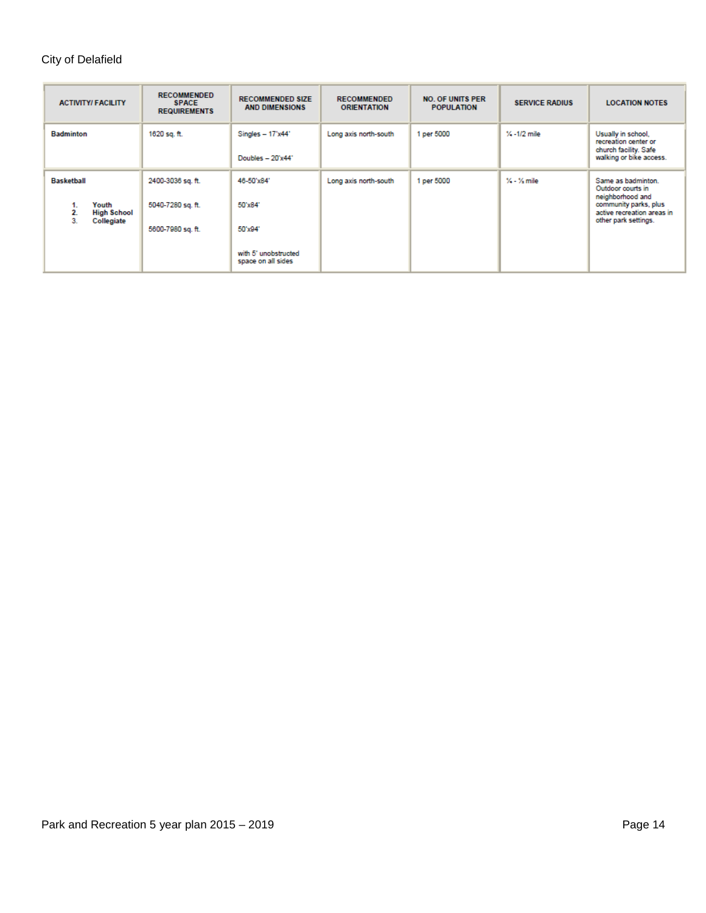| ACTIVITY/ FACILITY | RECOMMENDED SPACE REQUIREMENTS | RECOMMENDED SIZE AND DIMENSIONS | RECOMMENDED ORIENTATION | NO. OF UNITS PER POPULATION | SERVICE RADIUS | LOCATION NOTES |
|---|---|---|---|---|---|---|
| **Badminton** | 1620 sq. ft. | Singles – 17'x44'<br><br>Doubles – 20'x44' | Long axis north-south | 1 per 5000 | ¼ -1/2 mile | Usually in school, recreation center or church facility. Safe walking or bike access. |
| **Basketball**<br><br>1. **Youth**<br>2. **High School**<br>3. **Collegiate** | 2400-3036 sq. ft.<br><br>5040-7280 sq. ft.<br><br>5600-7980 sq. ft. | 46-50'x84'<br><br>50'x84'<br><br>50'x94'<br><br>with 5' unobstructed space on all sides | Long axis north-south | 1 per 5000 | ¼ - ½ mile | Same as badminton. Outdoor courts in neighborhood and community parks, plus active recreation areas in other park settings. |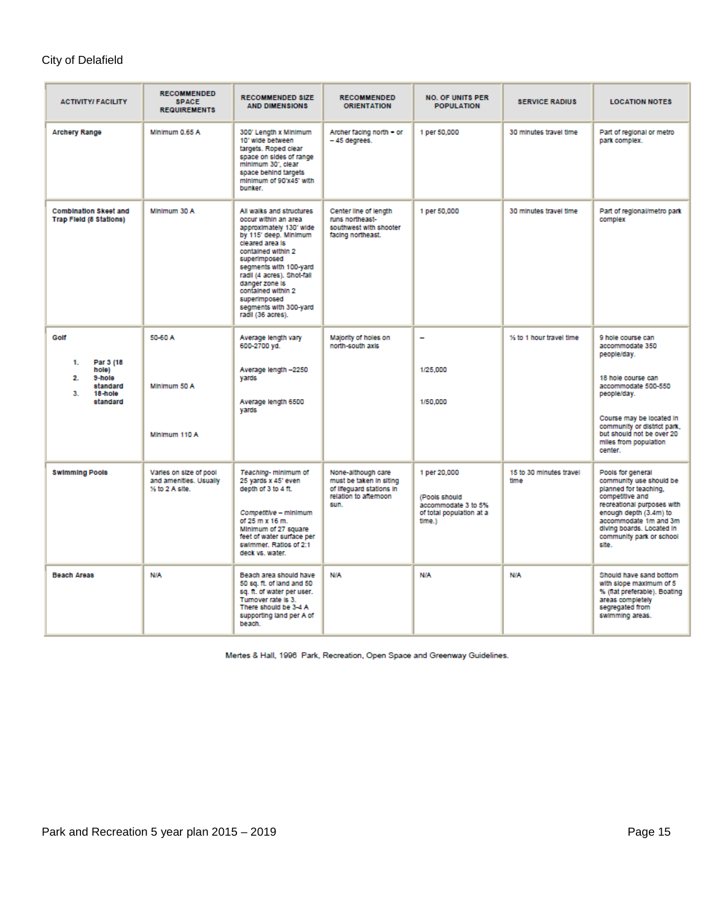| ACTIVITY/ FACILITY | RECOMMENDED SPACE REQUIREMENTS | RECOMMENDED SIZE AND DIMENSIONS | RECOMMENDED ORIENTATION | NO. OF UNITS PER POPULATION | SERVICE RADIUS | LOCATION NOTES |
|---|---|---|---|---|---|---|
| **Archery Range** | Minimum 0.65 A | 300' Length x Minimum 10' wide between targets. Roped clear space on sides of range minimum 30', clear space behind targets minimum of 90'x45' with bunker. | Archer facing north = or – 45 degrees. | 1 per 50,000 | 30 minutes travel time | Part of regional or metro park complex. |
| **Combination Skeet and Trap Field (8 Stations)** | Minimum 30 A | All walks and structures occur within an area approximately 130' wide by 115' deep. Minimum cleared area is contained within 2 superimposed segments with 100-yard radii (4 acres). Shot-fall danger zone is contained within 2 superimposed segments with 300-yard radii (36 acres). | Center line of length runs northeast-southwest with shooter facing northeast. | 1 per 50,000 | 30 minutes travel time | Part of regional/metro park complex |
| **Golf**<br><br>1. **Par 3 (18 hole)**<br>2. **9-hole standard**<br>3. **18-hole standard** | 50-60 A<br><br>Minimum 50 A<br><br>Minimum 110 A | Average length vary 600-2700 yd.<br><br>Average length –2250 yards<br><br>Average length 6500 yards | Majority of holes on north-south axis | –<br><br>1/25,000<br><br>1/50,000 | ½ to 1 hour travel time | 9 hole course can accommodate 350 people/day.<br><br>18 hole course can accommodate 500-550 people/day.<br><br>Course may be located in community or district park, but should not be over 20 miles from population center. |
| **Swimming Pools** | Varies on size of pool and amenities. Usually ½ to 2 A site. | *Teaching*- minimum of 25 yards x 45' even depth of 3 to 4 ft.<br><br>*Competitive* – minimum of 25 m x 16 m. Minimum of 27 square feet of water surface per swimmer. Ratios of 2:1 deck vs. water. | None-although care must be taken in siting of lifeguard stations in relation to afternoon sun. | 1 per 20,000<br><br>(Pools should accommodate 3 to 5% of total population at a time.) | 15 to 30 minutes travel time | Pools for general community use should be planned for teaching, competitive and recreational purposes with enough depth (3.4m) to accommodate 1m and 3m diving boards. Located in community park or school site. |
| **Beach Areas** | N/A | Beach area should have 50 sq. ft. of land and 50 sq. ft. of water per user. Turnover rate is 3. There should be 3-4 A supporting land per A of beach. | N/A | N/A | N/A | Should have sand bottom with slope maximum of 5 % (flat preferable). Boating areas completely segregated from swimming areas. |

Mertes & Hall, 1996 Park, Recreation, Open Space and Greenway Guidelines.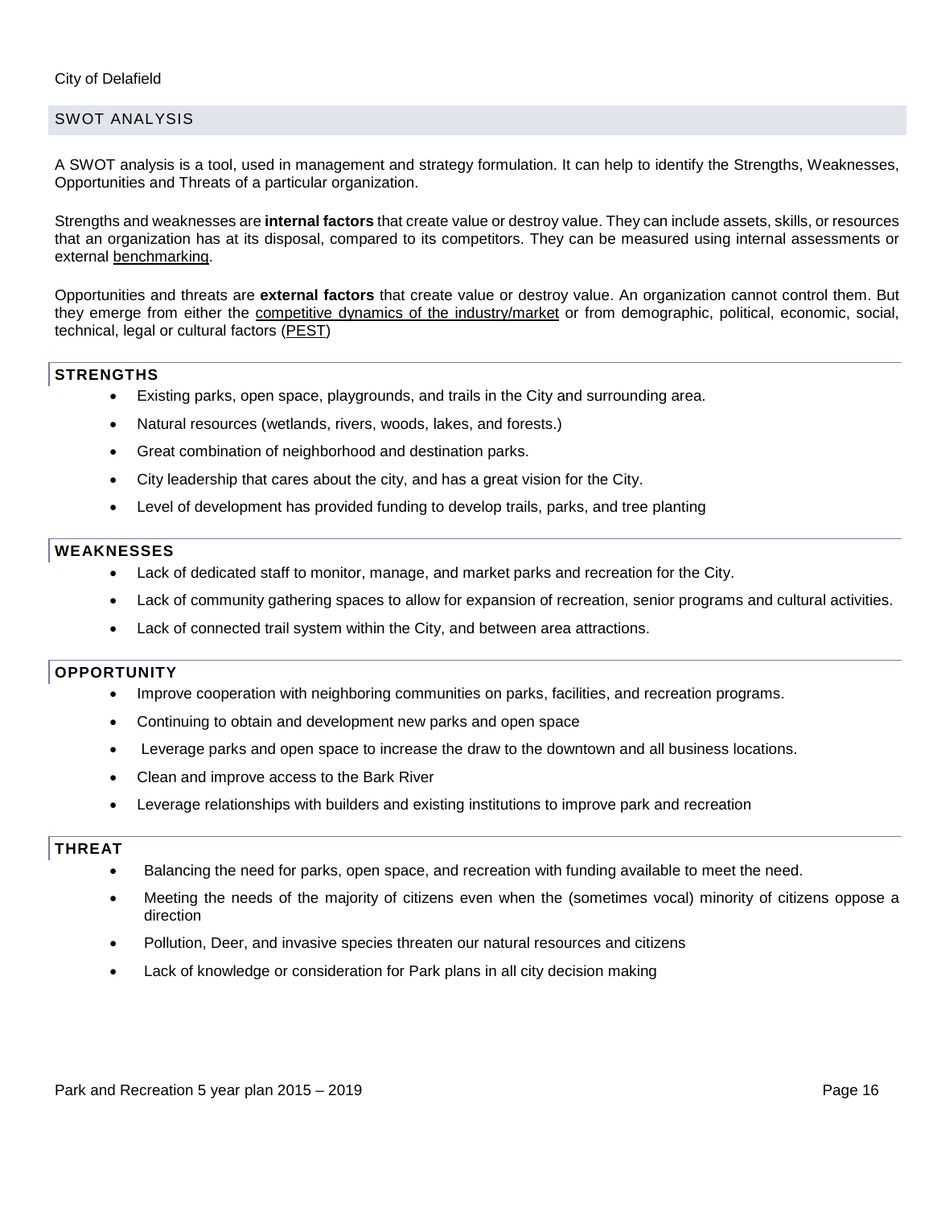## SWOT ANALYSIS

A SWOT analysis is a tool, used in management and strategy formulation. It can help to identify the Strengths, Weaknesses, Opportunities and Threats of a particular organization.

Strengths and weaknesses are **internal factors** that create value or destroy value. They can include assets, skills, or resources that an organization has at its disposal, compared to its competitors. They can be measured using internal assessments or external benchmarking.

Opportunities and threats are **external factors** that create value or destroy value. An organization cannot control them. But they emerge from either the competitive dynamics of the industry/market or from demographic, political, economic, social, technical, legal or cultural factors (PEST)

### STRENGTHS

- Existing parks, open space, playgrounds, and trails in the City and surrounding area.
- Natural resources (wetlands, rivers, woods, lakes, and forests.)
- Great combination of neighborhood and destination parks.
- City leadership that cares about the city, and has a great vision for the City.
- Level of development has provided funding to develop trails, parks, and tree planting

### WEAKNESSES

- Lack of dedicated staff to monitor, manage, and market parks and recreation for the City.
- Lack of community gathering spaces to allow for expansion of recreation, senior programs and cultural activities.
- Lack of connected trail system within the City, and between area attractions.

### OPPORTUNITY

- Improve cooperation with neighboring communities on parks, facilities, and recreation programs.
- Continuing to obtain and development new parks and open space
- Leverage parks and open space to increase the draw to the downtown and all business locations.
- Clean and improve access to the Bark River
- Leverage relationships with builders and existing institutions to improve park and recreation

### THREAT

- Balancing the need for parks, open space, and recreation with funding available to meet the need.
- Meeting the needs of the majority of citizens even when the (sometimes vocal) minority of citizens oppose a direction
- Pollution, Deer, and invasive species threaten our natural resources and citizens
- Lack of knowledge or consideration for Park plans in all city decision making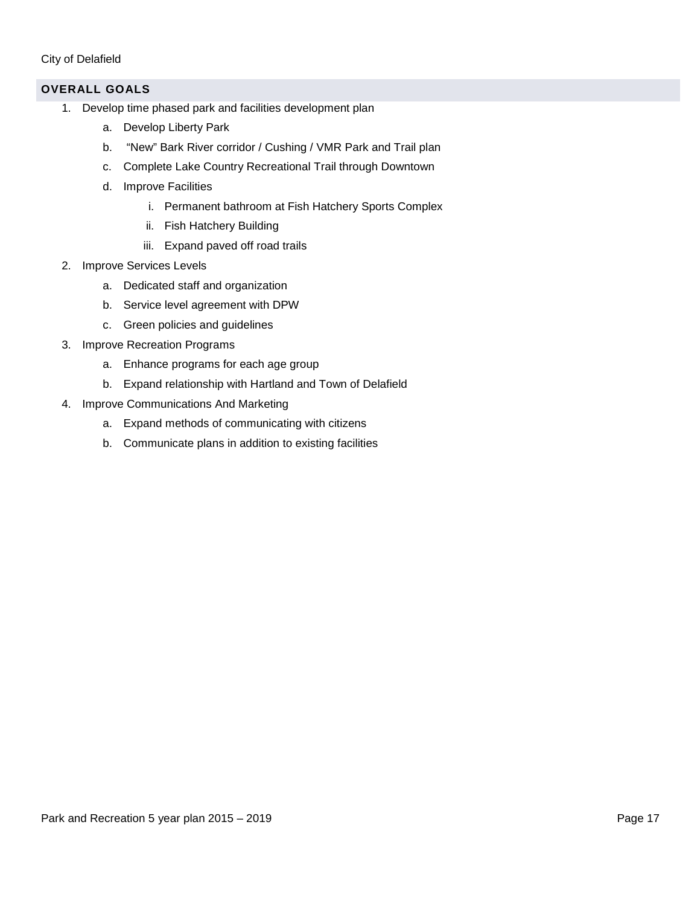## OVERALL GOALS

1. Develop time phased park and facilities development plan
   a. Develop Liberty Park
   b. "New" Bark River corridor / Cushing / VMR Park and Trail plan
   c. Complete Lake Country Recreational Trail through Downtown
   d. Improve Facilities
      i. Permanent bathroom at Fish Hatchery Sports Complex
      ii. Fish Hatchery Building
      iii. Expand paved off road trails
2. Improve Services Levels
   a. Dedicated staff and organization
   b. Service level agreement with DPW
   c. Green policies and guidelines
3. Improve Recreation Programs
   a. Enhance programs for each age group
   b. Expand relationship with Hartland and Town of Delafield
4. Improve Communications And Marketing
   a. Expand methods of communicating with citizens
   b. Communicate plans in addition to existing facilities